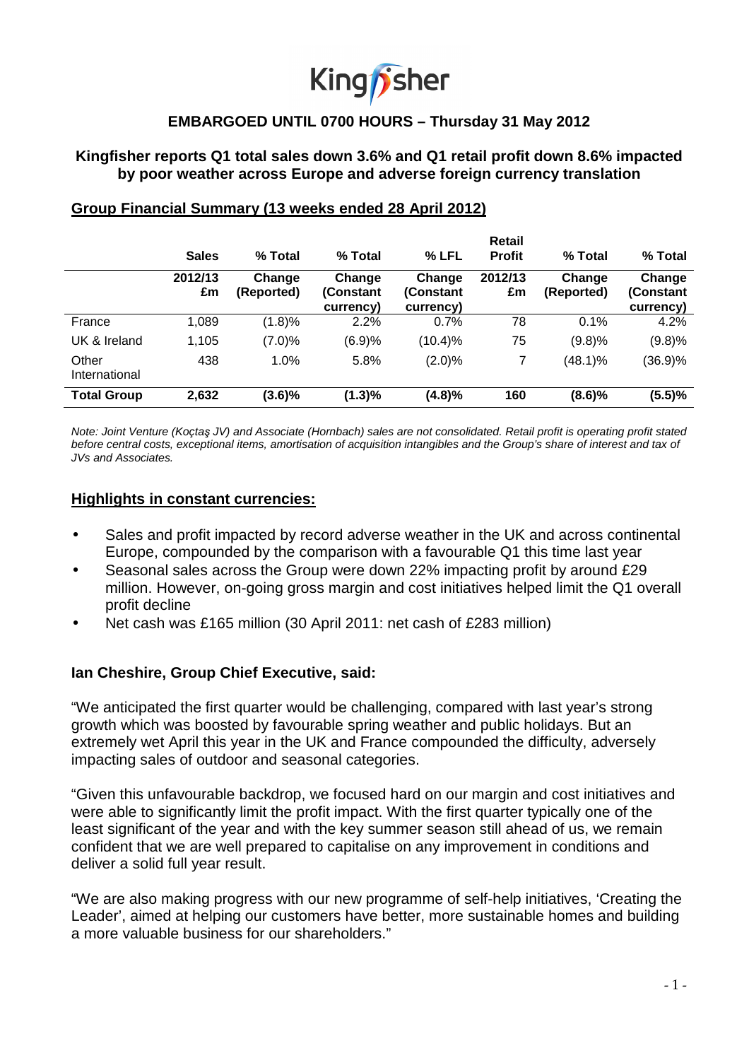Kingfisher

**EMBARGOED UNTIL 0700 HOURS – Thursday 31 May 2012**

## Kingfisher reports Q1 total sales down 3.6% and Q1 retail profit down 8.6% impacted by poor weather across Europe and adverse foreign currency translation

### Group Financial Summary (13 weeks ended 28 April 2012)

| | Sales | % Total | % Total | % LFL | Retail Profit | % Total | % Total |
|---|---|---|---|---|---|---|---|
| | 2012/13 £m | Change (Reported) | Change (Constant currency) | Change (Constant currency) | 2012/13 £m | Change (Reported) | Change (Constant currency) |
| France | 1,089 | (1.8)% | 2.2% | 0.7% | 78 | 0.1% | 4.2% |
| UK & Ireland | 1,105 | (7.0)% | (6.9)% | (10.4)% | 75 | (9.8)% | (9.8)% |
| Other International | 438 | 1.0% | 5.8% | (2.0)% | 7 | (48.1)% | (36.9)% |
| **Total Group** | **2,632** | **(3.6)%** | **(1.3)%** | **(4.8)%** | **160** | **(8.6)%** | **(5.5)%** |

*Note: Joint Venture (Koçtaş JV) and Associate (Hornbach) sales are not consolidated. Retail profit is operating profit stated before central costs, exceptional items, amortisation of acquisition intangibles and the Group's share of interest and tax of JVs and Associates.*

### Highlights in constant currencies:

- Sales and profit impacted by record adverse weather in the UK and across continental Europe, compounded by the comparison with a favourable Q1 this time last year
- Seasonal sales across the Group were down 22% impacting profit by around £29 million. However, on-going gross margin and cost initiatives helped limit the Q1 overall profit decline
- Net cash was £165 million (30 April 2011: net cash of £283 million)

### Ian Cheshire, Group Chief Executive, said:

"We anticipated the first quarter would be challenging, compared with last year's strong growth which was boosted by favourable spring weather and public holidays. But an extremely wet April this year in the UK and France compounded the difficulty, adversely impacting sales of outdoor and seasonal categories.

"Given this unfavourable backdrop, we focused hard on our margin and cost initiatives and were able to significantly limit the profit impact. With the first quarter typically one of the least significant of the year and with the key summer season still ahead of us, we remain confident that we are well prepared to capitalise on any improvement in conditions and deliver a solid full year result.

"We are also making progress with our new programme of self-help initiatives, 'Creating the Leader', aimed at helping our customers have better, more sustainable homes and building a more valuable business for our shareholders."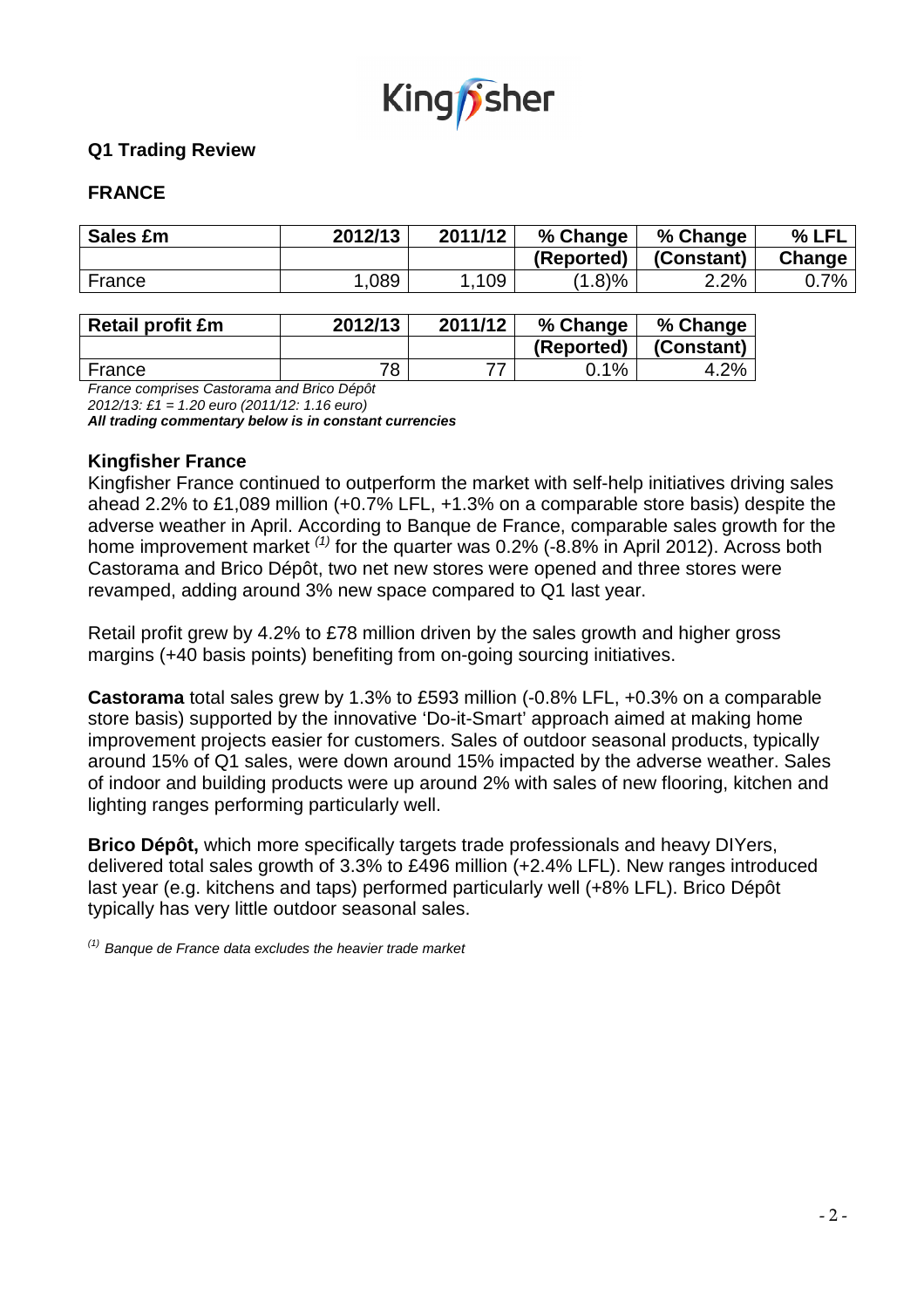## Q1 Trading Review

## FRANCE

| Sales £m | 2012/13 | 2011/12 | % Change (Reported) | % Change (Constant) | % LFL Change |
|---|---|---|---|---|---|
| France | 1,089 | 1,109 | (1.8)% | 2.2% | 0.7% |

| Retail profit £m | 2012/13 | 2011/12 | % Change (Reported) | % Change (Constant) |
|---|---|---|---|---|
| France | 78 | 77 | 0.1% | 4.2% |

*France comprises Castorama and Brico Dépôt*
*2012/13: £1 = 1.20 euro (2011/12: 1.16 euro)*
***All trading commentary below is in constant currencies***

### Kingfisher France

Kingfisher France continued to outperform the market with self-help initiatives driving sales ahead 2.2% to £1,089 million (+0.7% LFL, +1.3% on a comparable store basis) despite the adverse weather in April. According to Banque de France, comparable sales growth for the home improvement market [(1)] for the quarter was 0.2% (-8.8% in April 2012). Across both Castorama and Brico Dépôt, two net new stores were opened and three stores were revamped, adding around 3% new space compared to Q1 last year.

Retail profit grew by 4.2% to £78 million driven by the sales growth and higher gross margins (+40 basis points) benefiting from on-going sourcing initiatives.

**Castorama** total sales grew by 1.3% to £593 million (-0.8% LFL, +0.3% on a comparable store basis) supported by the innovative 'Do-it-Smart' approach aimed at making home improvement projects easier for customers. Sales of outdoor seasonal products, typically around 15% of Q1 sales, were down around 15% impacted by the adverse weather. Sales of indoor and building products were up around 2% with sales of new flooring, kitchen and lighting ranges performing particularly well.

**Brico Dépôt,** which more specifically targets trade professionals and heavy DIYers, delivered total sales growth of 3.3% to £496 million (+2.4% LFL). New ranges introduced last year (e.g. kitchens and taps) performed particularly well (+8% LFL). Brico Dépôt typically has very little outdoor seasonal sales.

[(1)] *Banque de France data excludes the heavier trade market*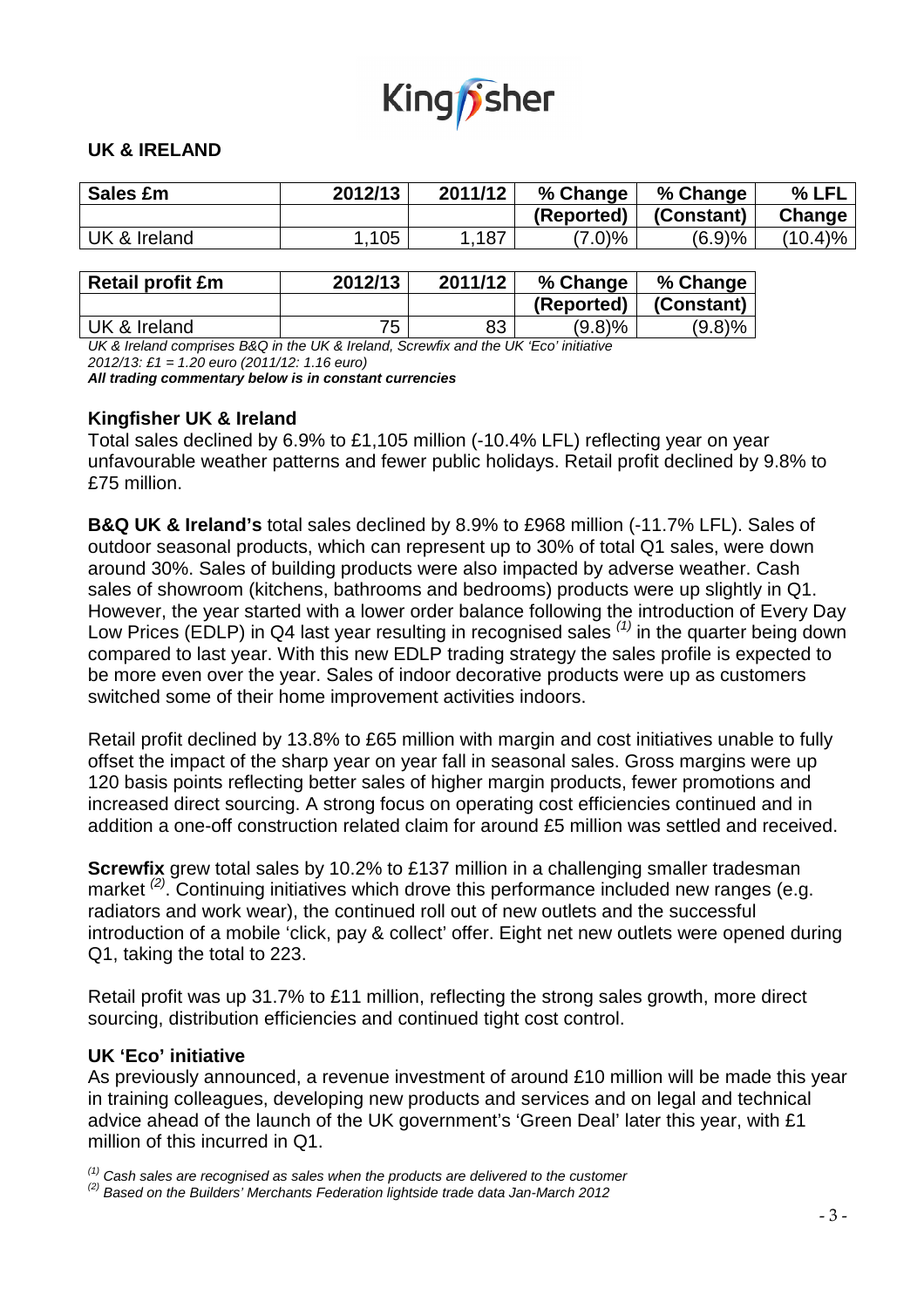## UK & IRELAND

| Sales £m | 2012/13 | 2011/12 | % Change (Reported) | % Change (Constant) | % LFL Change |
|---|---|---|---|---|---|
| UK & Ireland | 1,105 | 1,187 | (7.0)% | (6.9)% | (10.4)% |

| Retail profit £m | 2012/13 | 2011/12 | % Change (Reported) | % Change (Constant) |
|---|---|---|---|---|
| UK & Ireland | 75 | 83 | (9.8)% | (9.8)% |

*UK & Ireland comprises B&Q in the UK & Ireland, Screwfix and the UK 'Eco' initiative*
*2012/13: £1 = 1.20 euro (2011/12: 1.16 euro)*
***All trading commentary below is in constant currencies***

### Kingfisher UK & Ireland

Total sales declined by 6.9% to £1,105 million (-10.4% LFL) reflecting year on year unfavourable weather patterns and fewer public holidays. Retail profit declined by 9.8% to £75 million.

**B&Q UK & Ireland's** total sales declined by 8.9% to £968 million (-11.7% LFL). Sales of outdoor seasonal products, which can represent up to 30% of total Q1 sales, were down around 30%. Sales of building products were also impacted by adverse weather. Cash sales of showroom (kitchens, bathrooms and bedrooms) products were up slightly in Q1. However, the year started with a lower order balance following the introduction of Every Day Low Prices (EDLP) in Q4 last year resulting in recognised sales [(1)] in the quarter being down compared to last year. With this new EDLP trading strategy the sales profile is expected to be more even over the year. Sales of indoor decorative products were up as customers switched some of their home improvement activities indoors.

Retail profit declined by 13.8% to £65 million with margin and cost initiatives unable to fully offset the impact of the sharp year on year fall in seasonal sales. Gross margins were up 120 basis points reflecting better sales of higher margin products, fewer promotions and increased direct sourcing. A strong focus on operating cost efficiencies continued and in addition a one-off construction related claim for around £5 million was settled and received.

**Screwfix** grew total sales by 10.2% to £137 million in a challenging smaller tradesman market [(2)]. Continuing initiatives which drove this performance included new ranges (e.g. radiators and work wear), the continued roll out of new outlets and the successful introduction of a mobile 'click, pay & collect' offer. Eight net new outlets were opened during Q1, taking the total to 223.

Retail profit was up 31.7% to £11 million, reflecting the strong sales growth, more direct sourcing, distribution efficiencies and continued tight cost control.

### UK 'Eco' initiative

As previously announced, a revenue investment of around £10 million will be made this year in training colleagues, developing new products and services and on legal and technical advice ahead of the launch of the UK government's 'Green Deal' later this year, with £1 million of this incurred in Q1.

*[(1)] Cash sales are recognised as sales when the products are delivered to the customer*
*[(2)] Based on the Builders' Merchants Federation lightside trade data Jan-March 2012*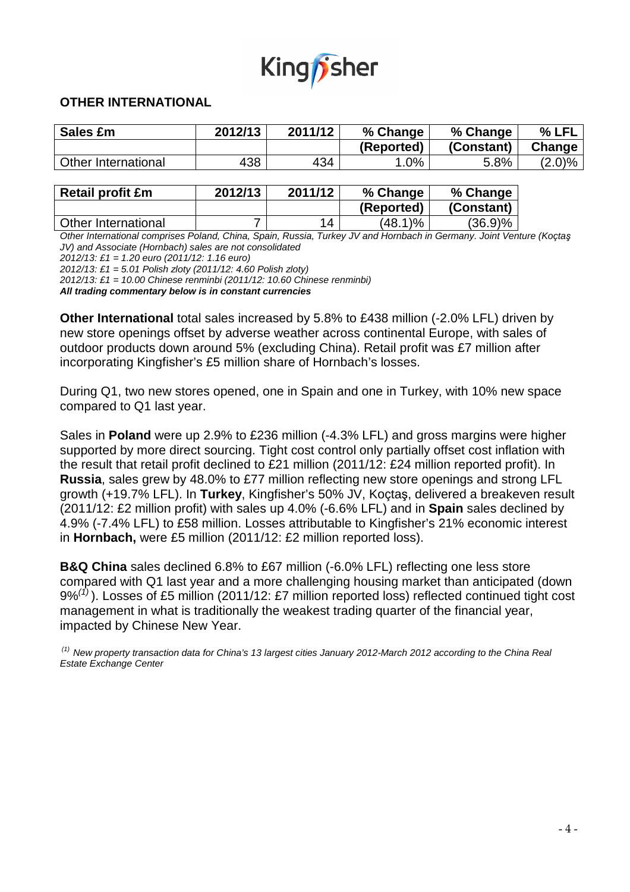## OTHER INTERNATIONAL

| Sales £m | 2012/13 | 2011/12 | % Change (Reported) | % Change (Constant) | % LFL Change |
|---|---|---|---|---|---|
| Other International | 438 | 434 | 1.0% | 5.8% | (2.0)% |

| Retail profit £m | 2012/13 | 2011/12 | % Change (Reported) | % Change (Constant) |
|---|---|---|---|---|
| Other International | 7 | 14 | (48.1)% | (36.9)% |

*Other International comprises Poland, China, Spain, Russia, Turkey JV and Hornbach in Germany. Joint Venture (Koçtaş JV) and Associate (Hornbach) sales are not consolidated*

*2012/13: £1 = 1.20 euro (2011/12: 1.16 euro)*

*2012/13: £1 = 5.01 Polish zloty (2011/12: 4.60 Polish zloty)*

*2012/13: £1 = 10.00 Chinese renminbi (2011/12: 10.60 Chinese renminbi)*

***All trading commentary below is in constant currencies***

**Other International** total sales increased by 5.8% to £438 million (-2.0% LFL) driven by new store openings offset by adverse weather across continental Europe, with sales of outdoor products down around 5% (excluding China). Retail profit was £7 million after incorporating Kingfisher's £5 million share of Hornbach's losses.

During Q1, two new stores opened, one in Spain and one in Turkey, with 10% new space compared to Q1 last year.

Sales in **Poland** were up 2.9% to £236 million (-4.3% LFL) and gross margins were higher supported by more direct sourcing. Tight cost control only partially offset cost inflation with the result that retail profit declined to £21 million (2011/12: £24 million reported profit). In **Russia**, sales grew by 48.0% to £77 million reflecting new store openings and strong LFL growth (+19.7% LFL). In **Turkey**, Kingfisher's 50% JV, Koçtaş, delivered a breakeven result (2011/12: £2 million profit) with sales up 4.0% (-6.6% LFL) and in **Spain** sales declined by 4.9% (-7.4% LFL) to £58 million. Losses attributable to Kingfisher's 21% economic interest in **Hornbach,** were £5 million (2011/12: £2 million reported loss).

**B&Q China** sales declined 6.8% to £67 million (-6.0% LFL) reflecting one less store compared with Q1 last year and a more challenging housing market than anticipated (down 9%[1]). Losses of £5 million (2011/12: £7 million reported loss) reflected continued tight cost management in what is traditionally the weakest trading quarter of the financial year, impacted by Chinese New Year.

*[1] New property transaction data for China's 13 largest cities January 2012-March 2012 according to the China Real Estate Exchange Center*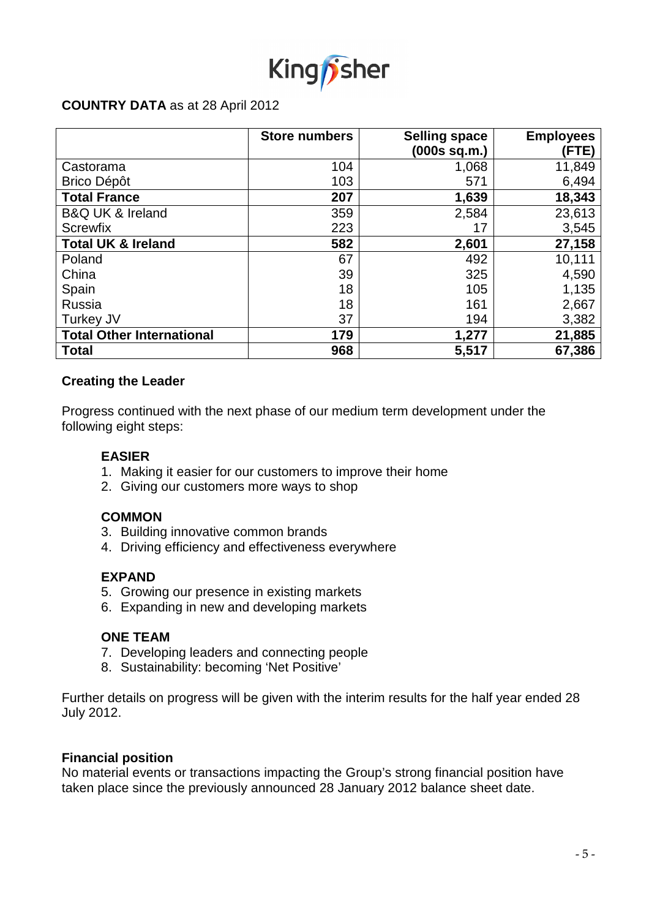**COUNTRY DATA** as at 28 April 2012

| | Store numbers | Selling space (000s sq.m.) | Employees (FTE) |
|---|---|---|---|
| Castorama | 104 | 1,068 | 11,849 |
| Brico Dépôt | 103 | 571 | 6,494 |
| **Total France** | **207** | **1,639** | **18,343** |
| B&Q UK & Ireland | 359 | 2,584 | 23,613 |
| Screwfix | 223 | 17 | 3,545 |
| **Total UK & Ireland** | **582** | **2,601** | **27,158** |
| Poland | 67 | 492 | 10,111 |
| China | 39 | 325 | 4,590 |
| Spain | 18 | 105 | 1,135 |
| Russia | 18 | 161 | 2,667 |
| Turkey JV | 37 | 194 | 3,382 |
| **Total Other International** | **179** | **1,277** | **21,885** |
| **Total** | **968** | **5,517** | **67,386** |

**Creating the Leader**

Progress continued with the next phase of our medium term development under the following eight steps:

**EASIER**

1. Making it easier for our customers to improve their home
2. Giving our customers more ways to shop

**COMMON**

3. Building innovative common brands
4. Driving efficiency and effectiveness everywhere

**EXPAND**

5. Growing our presence in existing markets
6. Expanding in new and developing markets

**ONE TEAM**

7. Developing leaders and connecting people
8. Sustainability: becoming 'Net Positive'

Further details on progress will be given with the interim results for the half year ended 28 July 2012.

**Financial position**

No material events or transactions impacting the Group's strong financial position have taken place since the previously announced 28 January 2012 balance sheet date.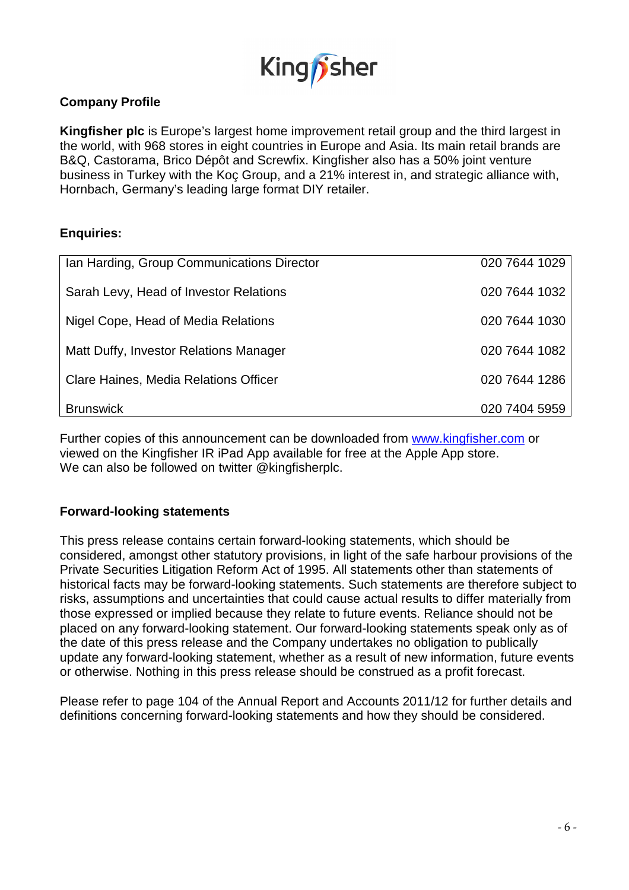**Company Profile**

**Kingfisher plc** is Europe's largest home improvement retail group and the third largest in the world, with 968 stores in eight countries in Europe and Asia. Its main retail brands are B&Q, Castorama, Brico Dépôt and Screwfix. Kingfisher also has a 50% joint venture business in Turkey with the Koç Group, and a 21% interest in, and strategic alliance with, Hornbach, Germany's leading large format DIY retailer.

**Enquiries:**

| | |
|---|---|
| Ian Harding, Group Communications Director | 020 7644 1029 |
| Sarah Levy, Head of Investor Relations | 020 7644 1032 |
| Nigel Cope, Head of Media Relations | 020 7644 1030 |
| Matt Duffy, Investor Relations Manager | 020 7644 1082 |
| Clare Haines, Media Relations Officer | 020 7644 1286 |
| Brunswick | 020 7404 5959 |

Further copies of this announcement can be downloaded from www.kingfisher.com or viewed on the Kingfisher IR iPad App available for free at the Apple App store.
We can also be followed on twitter @kingfisherplc.

**Forward-looking statements**

This press release contains certain forward-looking statements, which should be considered, amongst other statutory provisions, in light of the safe harbour provisions of the Private Securities Litigation Reform Act of 1995. All statements other than statements of historical facts may be forward-looking statements. Such statements are therefore subject to risks, assumptions and uncertainties that could cause actual results to differ materially from those expressed or implied because they relate to future events. Reliance should not be placed on any forward-looking statement. Our forward-looking statements speak only as of the date of this press release and the Company undertakes no obligation to publically update any forward-looking statement, whether as a result of new information, future events or otherwise. Nothing in this press release should be construed as a profit forecast.

Please refer to page 104 of the Annual Report and Accounts 2011/12 for further details and definitions concerning forward-looking statements and how they should be considered.